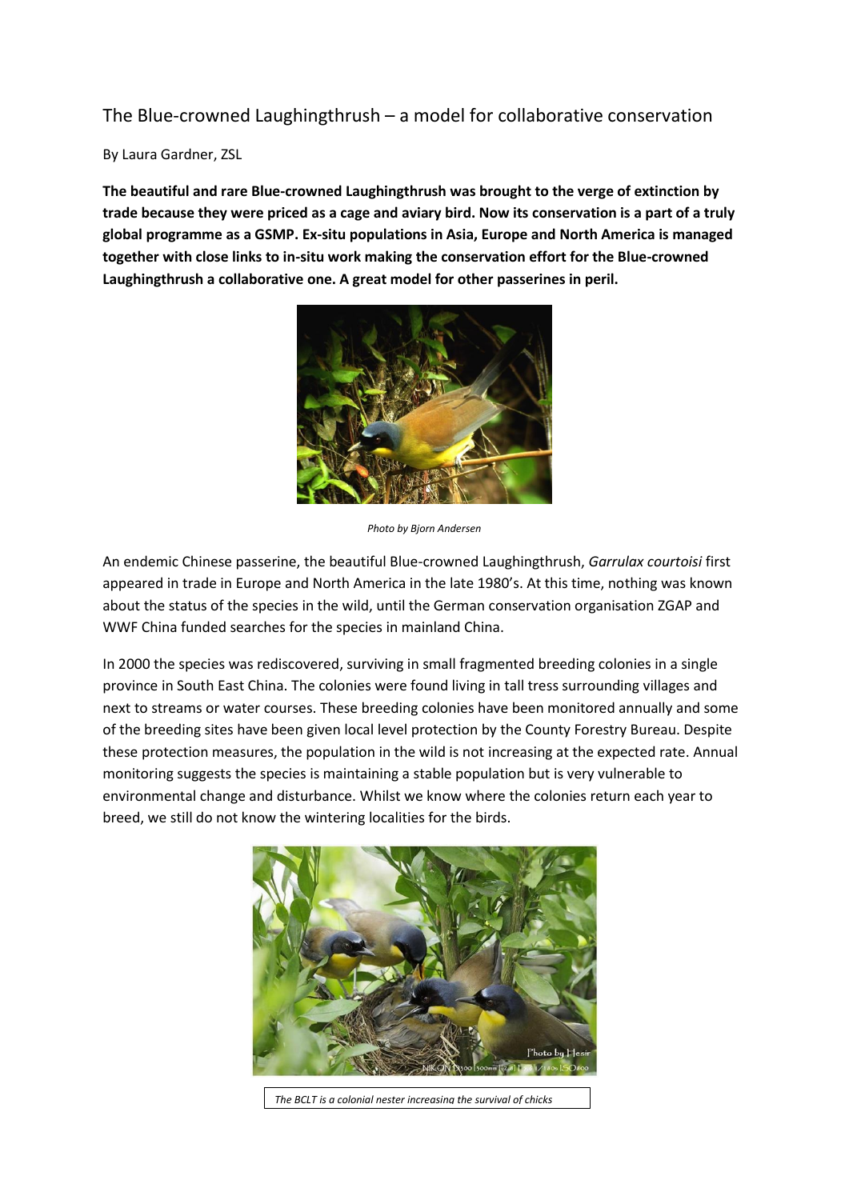# The Blue-crowned Laughingthrush – a model for collaborative conservation

By Laura Gardner, ZSL

**The beautiful and rare Blue-crowned Laughingthrush was brought to the verge of extinction by trade because they were priced as a cage and aviary bird. Now its conservation is a part of a truly global programme as a GSMP. Ex-situ populations in Asia, Europe and North America is managed together with close links to in-situ work making the conservation effort for the Blue-crowned Laughingthrush a collaborative one. A great model for other passerines in peril.**

*Photo by Bjorn Andersen*

An endemic Chinese passerine, the beautiful Blue-crowned Laughingthrush, *Garrulax courtoisi* first appeared in trade in Europe and North America in the late 1980's. At this time, nothing was known about the status of the species in the wild, until the German conservation organisation ZGAP and WWF China funded searches for the species in mainland China.

In 2000 the species was rediscovered, surviving in small fragmented breeding colonies in a single province in South East China. The colonies were found living in tall tress surrounding villages and next to streams or water courses. These breeding colonies have been monitored annually and some of the breeding sites have been given local level protection by the County Forestry Bureau. Despite these protection measures, the population in the wild is not increasing at the expected rate. Annual monitoring suggests the species is maintaining a stable population but is very vulnerable to environmental change and disturbance. Whilst we know where the colonies return each year to breed, we still do not know the wintering localities for the birds.

*The BCLT is a colonial nester increasing the survival of chicks*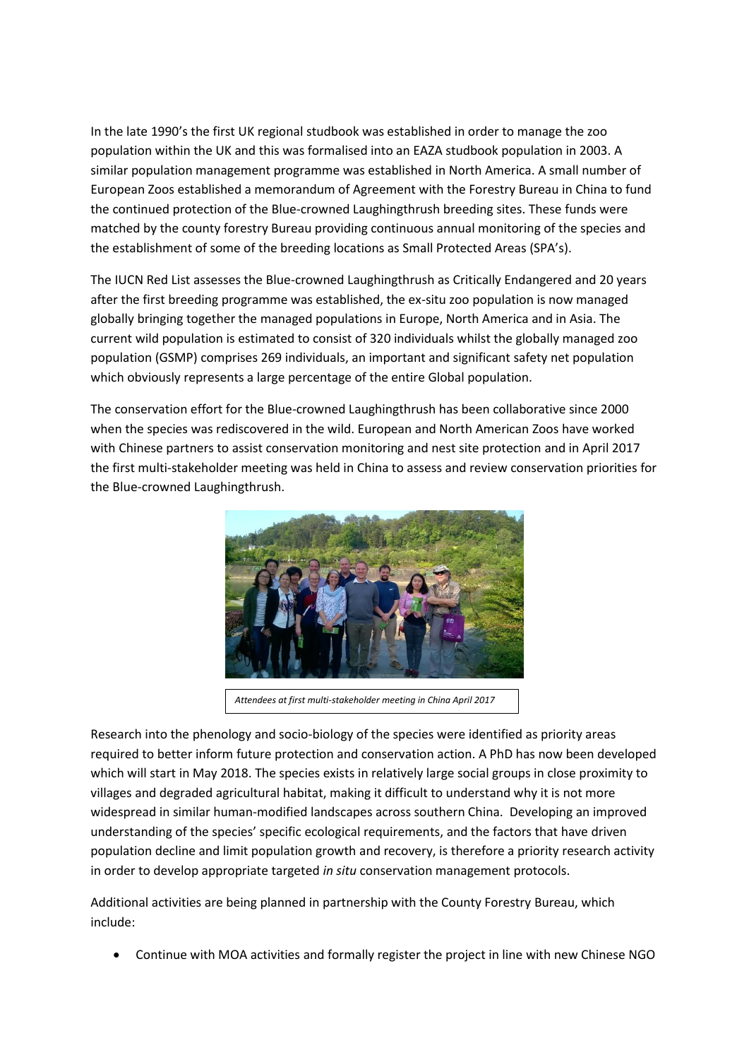In the late 1990's the first UK regional studbook was established in order to manage the zoo population within the UK and this was formalised into an EAZA studbook population in 2003. A similar population management programme was established in North America. A small number of European Zoos established a memorandum of Agreement with the Forestry Bureau in China to fund the continued protection of the Blue-crowned Laughingthrush breeding sites. These funds were matched by the county forestry Bureau providing continuous annual monitoring of the species and the establishment of some of the breeding locations as Small Protected Areas (SPA's).

The IUCN Red List assesses the Blue-crowned Laughingthrush as Critically Endangered and 20 years after the first breeding programme was established, the ex-situ zoo population is now managed globally bringing together the managed populations in Europe, North America and in Asia. The current wild population is estimated to consist of 320 individuals whilst the globally managed zoo population (GSMP) comprises 269 individuals, an important and significant safety net population which obviously represents a large percentage of the entire Global population.

The conservation effort for the Blue-crowned Laughingthrush has been collaborative since 2000 when the species was rediscovered in the wild. European and North American Zoos have worked with Chinese partners to assist conservation monitoring and nest site protection and in April 2017 the first multi-stakeholder meeting was held in China to assess and review conservation priorities for the Blue-crowned Laughingthrush.

*Attendees at first multi-stakeholder meeting in China April 2017*

Research into the phenology and socio-biology of the species were identified as priority areas required to better inform future protection and conservation action. A PhD has now been developed which will start in May 2018. The species exists in relatively large social groups in close proximity to villages and degraded agricultural habitat, making it difficult to understand why it is not more widespread in similar human-modified landscapes across southern China. Developing an improved understanding of the species' specific ecological requirements, and the factors that have driven population decline and limit population growth and recovery, is therefore a priority research activity in order to develop appropriate targeted *in situ* conservation management protocols.

Additional activities are being planned in partnership with the County Forestry Bureau, which include:

- Continue with MOA activities and formally register the project in line with new Chinese NGO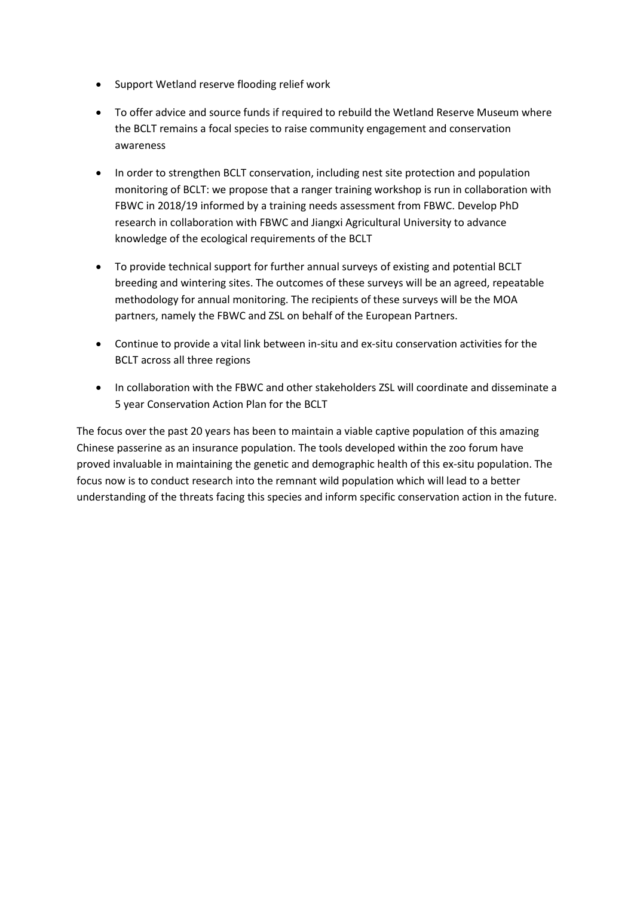- Support Wetland reserve flooding relief work
- To offer advice and source funds if required to rebuild the Wetland Reserve Museum where the BCLT remains a focal species to raise community engagement and conservation awareness
- In order to strengthen BCLT conservation, including nest site protection and population monitoring of BCLT: we propose that a ranger training workshop is run in collaboration with FBWC in 2018/19 informed by a training needs assessment from FBWC. Develop PhD research in collaboration with FBWC and Jiangxi Agricultural University to advance knowledge of the ecological requirements of the BCLT
- To provide technical support for further annual surveys of existing and potential BCLT breeding and wintering sites. The outcomes of these surveys will be an agreed, repeatable methodology for annual monitoring. The recipients of these surveys will be the MOA partners, namely the FBWC and ZSL on behalf of the European Partners.
- Continue to provide a vital link between in-situ and ex-situ conservation activities for the BCLT across all three regions
- In collaboration with the FBWC and other stakeholders ZSL will coordinate and disseminate a 5 year Conservation Action Plan for the BCLT

The focus over the past 20 years has been to maintain a viable captive population of this amazing Chinese passerine as an insurance population. The tools developed within the zoo forum have proved invaluable in maintaining the genetic and demographic health of this ex-situ population. The focus now is to conduct research into the remnant wild population which will lead to a better understanding of the threats facing this species and inform specific conservation action in the future.